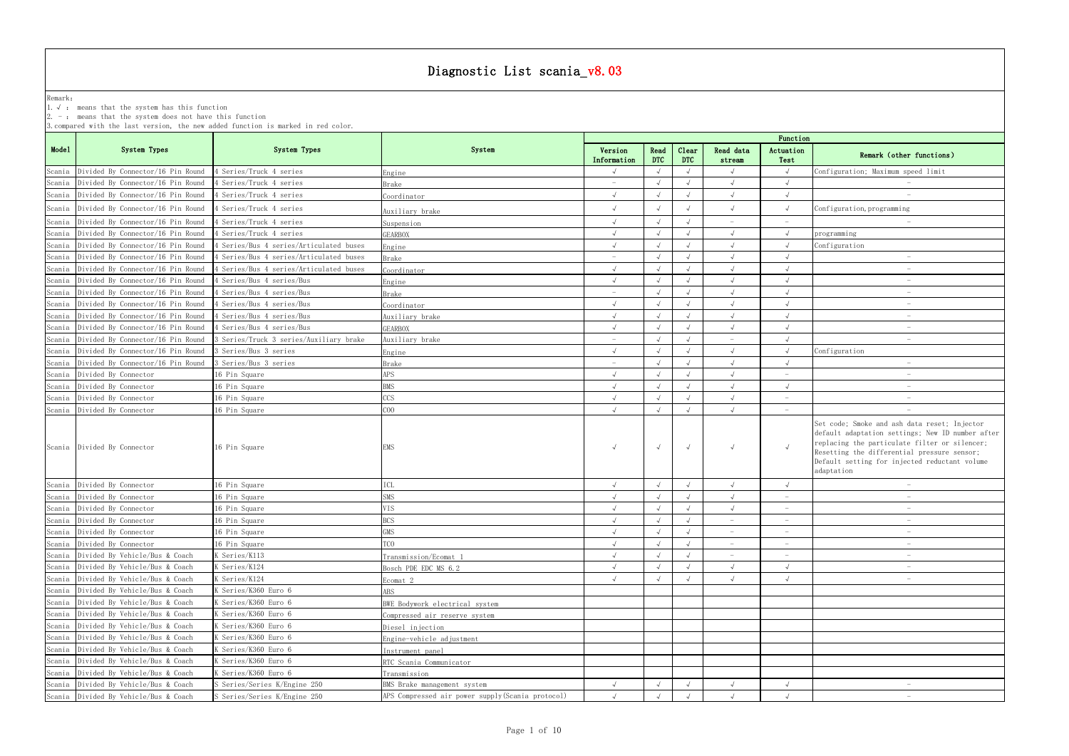# Diagnostic List scania_v8.03

Remark:
1. √ : means that the system has this function
2. – : means that the system does not have this function
3. compared with the last version, the new added function is marked in red color.

| Model | System Types | System Types | System | Function | | | | | |
|---|---|---|---|---|---|---|---|---|---|
| | | | | Version Information | Read DTC | Clear DTC | Read data stream | Actuation Test | Remark (other functions) |
| Scania | Divided By Connector/16 Pin Round | 4 Series/Truck 4 series | Engine | √ | √ | √ | √ | √ | Configuration; Maximum speed limit |
| Scania | Divided By Connector/16 Pin Round | 4 Series/Truck 4 series | Brake | – | √ | √ | √ | √ | – |
| Scania | Divided By Connector/16 Pin Round | 4 Series/Truck 4 series | Coordinator | √ | √ | √ | √ | √ | – |
| Scania | Divided By Connector/16 Pin Round | 4 Series/Truck 4 series | Auxiliary brake | √ | √ | √ | √ | √ | Configuration, programming |
| Scania | Divided By Connector/16 Pin Round | 4 Series/Truck 4 series | Suspension | √ | √ | √ | – | – | – |
| Scania | Divided By Connector/16 Pin Round | 4 Series/Truck 4 series | GEARBOX | √ | √ | √ | √ | √ | programming |
| Scania | Divided By Connector/16 Pin Round | 4 Series/Bus 4 series/Articulated buses | Engine | √ | √ | √ | √ | √ | Configuration |
| Scania | Divided By Connector/16 Pin Round | 4 Series/Bus 4 series/Articulated buses | Brake | – | √ | √ | √ | √ | – |
| Scania | Divided By Connector/16 Pin Round | 4 Series/Bus 4 series/Articulated buses | Coordinator | √ | √ | √ | √ | √ | – |
| Scania | Divided By Connector/16 Pin Round | 4 Series/Bus 4 series/Bus | Engine | √ | √ | √ | √ | √ | – |
| Scania | Divided By Connector/16 Pin Round | 4 Series/Bus 4 series/Bus | Brake | – | √ | √ | √ | √ | – |
| Scania | Divided By Connector/16 Pin Round | 4 Series/Bus 4 series/Bus | Coordinator | √ | √ | √ | √ | √ | – |
| Scania | Divided By Connector/16 Pin Round | 4 Series/Bus 4 series/Bus | Auxiliary brake | √ | √ | √ | √ | √ | – |
| Scania | Divided By Connector/16 Pin Round | 4 Series/Bus 4 series/Bus | GEARBOX | √ | √ | √ | √ | √ | – |
| Scania | Divided By Connector/16 Pin Round | 3 Series/Truck 3 series/Auxiliary brake | Auxiliary brake | – | √ | √ | – | √ | – |
| Scania | Divided By Connector/16 Pin Round | 3 Series/Bus 3 series | Engine | √ | √ | √ | √ | √ | Configuration |
| Scania | Divided By Connector/16 Pin Round | 3 Series/Bus 3 series | Brake | – | √ | √ | √ | √ | – |
| Scania | Divided By Connector | 16 Pin Square | APS | √ | √ | √ | √ | – | – |
| Scania | Divided By Connector | 16 Pin Square | BMS | √ | √ | √ | √ | √ | – |
| Scania | Divided By Connector | 16 Pin Square | CCS | √ | √ | √ | √ | – | – |
| Scania | Divided By Connector | 16 Pin Square | COO | √ | √ | √ | √ | – | – |
| Scania | Divided By Connector | 16 Pin Square | EMS | √ | √ | √ | √ | √ | Set code; Smoke and ash data reset; Injector default adaptation settings; New ID number after replacing the particulate filter or silencer; Resetting the differential pressure sensor; Default setting for injected reductant volume adaptation |
| Scania | Divided By Connector | 16 Pin Square | ICL | √ | √ | √ | √ | √ | – |
| Scania | Divided By Connector | 16 Pin Square | SMS | √ | √ | √ | √ | – | – |
| Scania | Divided By Connector | 16 Pin Square | VIS | √ | √ | √ | √ | – | – |
| Scania | Divided By Connector | 16 Pin Square | BCS | √ | √ | √ | – | – | – |
| Scania | Divided By Connector | 16 Pin Square | GMS | √ | √ | √ | – | – | – |
| Scania | Divided By Connector | 16 Pin Square | TCO | √ | √ | √ | – | – | – |
| Scania | Divided By Vehicle/Bus & Coach | K Series/K113 | Transmission/Ecomat 1 | √ | √ | √ | – | – | – |
| Scania | Divided By Vehicle/Bus & Coach | K Series/K124 | Bosch PDE EDC MS 6.2 | √ | √ | √ | √ | √ | – |
| Scania | Divided By Vehicle/Bus & Coach | K Series/K124 | Ecomat 2 | √ | √ | √ | √ | √ | – |
| Scania | Divided By Vehicle/Bus & Coach | K Series/K360 Euro 6 | ABS | | | | | | |
| Scania | Divided By Vehicle/Bus & Coach | K Series/K360 Euro 6 | BWE Bodywork electrical system | | | | | | |
| Scania | Divided By Vehicle/Bus & Coach | K Series/K360 Euro 6 | Compressed air reserve system | | | | | | |
| Scania | Divided By Vehicle/Bus & Coach | K Series/K360 Euro 6 | Diesel injection | | | | | | |
| Scania | Divided By Vehicle/Bus & Coach | K Series/K360 Euro 6 | Engine-vehicle adjustment | | | | | | |
| Scania | Divided By Vehicle/Bus & Coach | K Series/K360 Euro 6 | Instrument panel | | | | | | |
| Scania | Divided By Vehicle/Bus & Coach | K Series/K360 Euro 6 | RTC Scania Communicator | | | | | | |
| Scania | Divided By Vehicle/Bus & Coach | K Series/K360 Euro 6 | Transmission | | | | | | |
| Scania | Divided By Vehicle/Bus & Coach | S Series/Series K/Engine 250 | BMS Brake management system | √ | √ | √ | √ | √ | – |
| Scania | Divided By Vehicle/Bus & Coach | S Series/Series K/Engine 250 | APS Compressed air power supply(Scania protocol) | √ | √ | √ | √ | √ | – |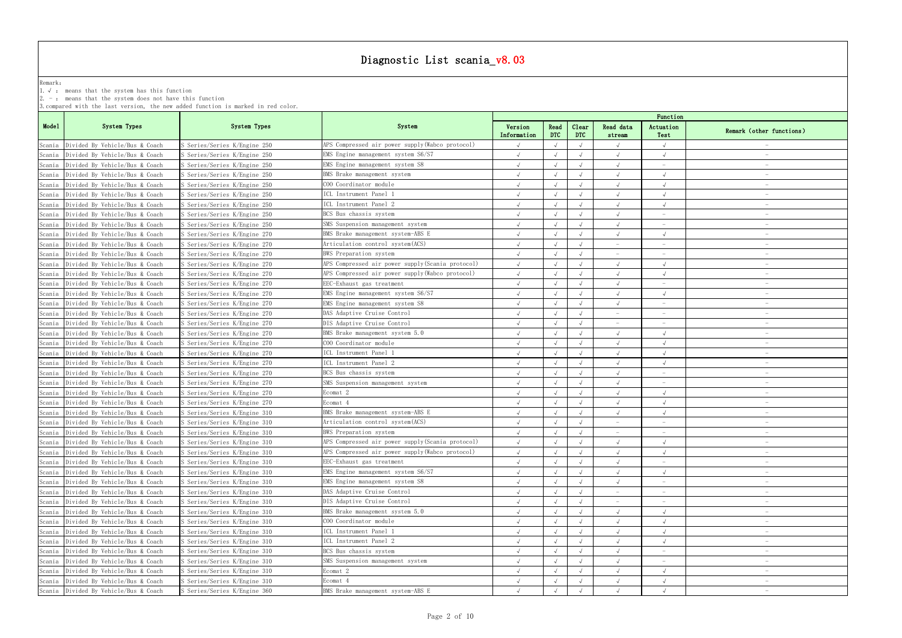# Diagnostic List scania_v8.03

Remark:
1. √ : means that the system has this function
2. － : means that the system does not have this function
3. compared with the last version, the new added function is marked in red color.

| Model | System Types | System Types | System | Function | | | | | |
|---|---|---|---|---|---|---|---|---|---|
| | | | | Version Information | Read DTC | Clear DTC | Read data stream | Actuation Test | Remark (other functions) |
| Scania | Divided By Vehicle/Bus & Coach | S Series/Series K/Engine 250 | APS Compressed air power supply(Wabco protocol) | √ | √ | √ | √ | √ | － |
| Scania | Divided By Vehicle/Bus & Coach | S Series/Series K/Engine 250 | EMS Engine management system S6/S7 | √ | √ | √ | √ | √ | － |
| Scania | Divided By Vehicle/Bus & Coach | S Series/Series K/Engine 250 | EMS Engine management system S8 | √ | √ | √ | √ | － | － |
| Scania | Divided By Vehicle/Bus & Coach | S Series/Series K/Engine 250 | BMS Brake management system | √ | √ | √ | √ | √ | － |
| Scania | Divided By Vehicle/Bus & Coach | S Series/Series K/Engine 250 | COO Coordinator module | √ | √ | √ | √ | √ | － |
| Scania | Divided By Vehicle/Bus & Coach | S Series/Series K/Engine 250 | ICL Instrument Panel 1 | √ | √ | √ | √ | √ | － |
| Scania | Divided By Vehicle/Bus & Coach | S Series/Series K/Engine 250 | ICL Instrument Panel 2 | √ | √ | √ | √ | √ | － |
| Scania | Divided By Vehicle/Bus & Coach | S Series/Series K/Engine 250 | BCS Bus chassis system | √ | √ | √ | √ | － | － |
| Scania | Divided By Vehicle/Bus & Coach | S Series/Series K/Engine 250 | SMS Suspension management system | √ | √ | √ | √ | － | － |
| Scania | Divided By Vehicle/Bus & Coach | S Series/Series K/Engine 270 | BMS Brake management system-ABS E | √ | √ | √ | √ | √ | － |
| Scania | Divided By Vehicle/Bus & Coach | S Series/Series K/Engine 270 | Articulation control system(ACS) | √ | √ | √ | － | － | － |
| Scania | Divided By Vehicle/Bus & Coach | S Series/Series K/Engine 270 | BWS Preparation system | √ | √ | √ | － | － | － |
| Scania | Divided By Vehicle/Bus & Coach | S Series/Series K/Engine 270 | APS Compressed air power supply(Scania protocol) | √ | √ | √ | √ | √ | － |
| Scania | Divided By Vehicle/Bus & Coach | S Series/Series K/Engine 270 | APS Compressed air power supply(Wabco protocol) | √ | √ | √ | √ | √ | － |
| Scania | Divided By Vehicle/Bus & Coach | S Series/Series K/Engine 270 | EEC-Exhaust gas treatment | √ | √ | √ | √ | － | － |
| Scania | Divided By Vehicle/Bus & Coach | S Series/Series K/Engine 270 | EMS Engine management system S6/S7 | √ | √ | √ | √ | √ | － |
| Scania | Divided By Vehicle/Bus & Coach | S Series/Series K/Engine 270 | EMS Engine management system S8 | √ | √ | √ | √ | － | － |
| Scania | Divided By Vehicle/Bus & Coach | S Series/Series K/Engine 270 | DAS Adaptive Cruise Control | √ | √ | √ | － | － | － |
| Scania | Divided By Vehicle/Bus & Coach | S Series/Series K/Engine 270 | DIS Adaptive Cruise Control | √ | √ | √ | － | － | － |
| Scania | Divided By Vehicle/Bus & Coach | S Series/Series K/Engine 270 | BMS Brake management system 5.0 | √ | √ | √ | √ | √ | － |
| Scania | Divided By Vehicle/Bus & Coach | S Series/Series K/Engine 270 | COO Coordinator module | √ | √ | √ | √ | √ | － |
| Scania | Divided By Vehicle/Bus & Coach | S Series/Series K/Engine 270 | ICL Instrument Panel 1 | √ | √ | √ | √ | √ | － |
| Scania | Divided By Vehicle/Bus & Coach | S Series/Series K/Engine 270 | ICL Instrument Panel 2 | √ | √ | √ | √ | √ | － |
| Scania | Divided By Vehicle/Bus & Coach | S Series/Series K/Engine 270 | BCS Bus chassis system | √ | √ | √ | √ | － | － |
| Scania | Divided By Vehicle/Bus & Coach | S Series/Series K/Engine 270 | SMS Suspension management system | √ | √ | √ | √ | － | － |
| Scania | Divided By Vehicle/Bus & Coach | S Series/Series K/Engine 270 | Ecomat 2 | √ | √ | √ | √ | √ | － |
| Scania | Divided By Vehicle/Bus & Coach | S Series/Series K/Engine 270 | Ecomat 4 | √ | √ | √ | √ | √ | － |
| Scania | Divided By Vehicle/Bus & Coach | S Series/Series K/Engine 310 | BMS Brake management system-ABS E | √ | √ | √ | √ | √ | － |
| Scania | Divided By Vehicle/Bus & Coach | S Series/Series K/Engine 310 | Articulation control system(ACS) | √ | √ | √ | － | － | － |
| Scania | Divided By Vehicle/Bus & Coach | S Series/Series K/Engine 310 | BWS Preparation system | √ | √ | √ | － | － | － |
| Scania | Divided By Vehicle/Bus & Coach | S Series/Series K/Engine 310 | APS Compressed air power supply(Scania protocol) | √ | √ | √ | √ | √ | － |
| Scania | Divided By Vehicle/Bus & Coach | S Series/Series K/Engine 310 | APS Compressed air power supply(Wabco protocol) | √ | √ | √ | √ | √ | － |
| Scania | Divided By Vehicle/Bus & Coach | S Series/Series K/Engine 310 | EEC-Exhaust gas treatment | √ | √ | √ | √ | － | － |
| Scania | Divided By Vehicle/Bus & Coach | S Series/Series K/Engine 310 | EMS Engine management system S6/S7 | √ | √ | √ | √ | √ | － |
| Scania | Divided By Vehicle/Bus & Coach | S Series/Series K/Engine 310 | EMS Engine management system S8 | √ | √ | √ | √ | － | － |
| Scania | Divided By Vehicle/Bus & Coach | S Series/Series K/Engine 310 | DAS Adaptive Cruise Control | √ | √ | √ | － | － | － |
| Scania | Divided By Vehicle/Bus & Coach | S Series/Series K/Engine 310 | DIS Adaptive Cruise Control | √ | √ | √ | － | － | － |
| Scania | Divided By Vehicle/Bus & Coach | S Series/Series K/Engine 310 | BMS Brake management system 5.0 | √ | √ | √ | √ | √ | － |
| Scania | Divided By Vehicle/Bus & Coach | S Series/Series K/Engine 310 | COO Coordinator module | √ | √ | √ | √ | √ | － |
| Scania | Divided By Vehicle/Bus & Coach | S Series/Series K/Engine 310 | ICL Instrument Panel 1 | √ | √ | √ | √ | √ | － |
| Scania | Divided By Vehicle/Bus & Coach | S Series/Series K/Engine 310 | ICL Instrument Panel 2 | √ | √ | √ | √ | √ | － |
| Scania | Divided By Vehicle/Bus & Coach | S Series/Series K/Engine 310 | BCS Bus chassis system | √ | √ | √ | √ | － | － |
| Scania | Divided By Vehicle/Bus & Coach | S Series/Series K/Engine 310 | SMS Suspension management system | √ | √ | √ | √ | － | － |
| Scania | Divided By Vehicle/Bus & Coach | S Series/Series K/Engine 310 | Ecomat 2 | √ | √ | √ | √ | √ | － |
| Scania | Divided By Vehicle/Bus & Coach | S Series/Series K/Engine 310 | Ecomat 4 | √ | √ | √ | √ | √ | － |
| Scania | Divided By Vehicle/Bus & Coach | S Series/Series K/Engine 360 | BMS Brake management system-ABS E | √ | √ | √ | √ | √ | － |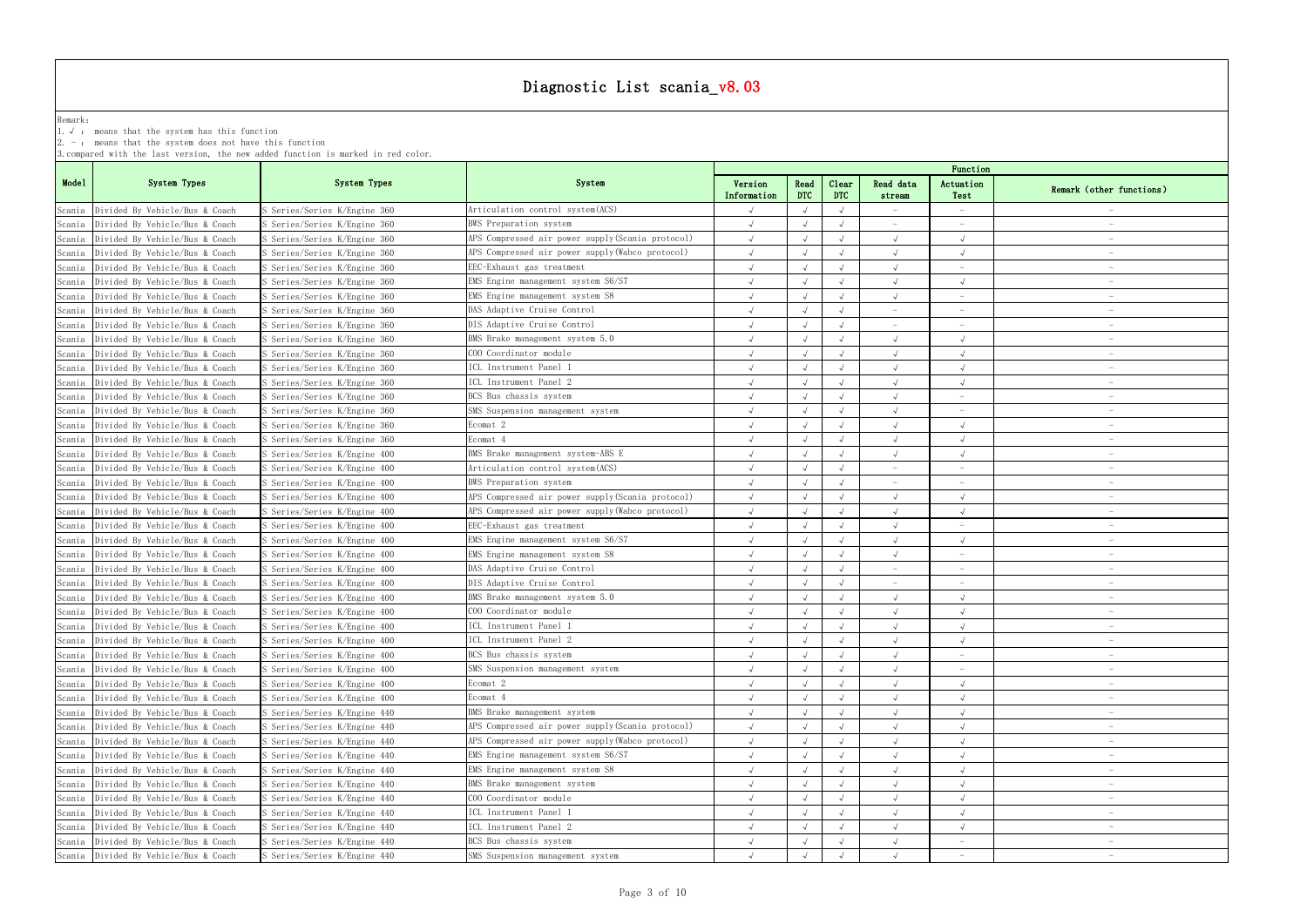# Diagnostic List scania_v8.03

Remark:

1. √ : means that the system has this function
2. － : means that the system does not have this function
3. compared with the last version, the new added function is marked in red color.

| Model | System Types | System Types | System | Function | | | | | |
|---|---|---|---|---|---|---|---|---|---|
| | | | | Version Information | Read DTC | Clear DTC | Read data stream | Actuation Test | Remark (other functions) |
| Scania | Divided By Vehicle/Bus & Coach | S Series/Series K/Engine 360 | Articulation control system(ACS) | √ | √ | √ | － | － | － |
| Scania | Divided By Vehicle/Bus & Coach | S Series/Series K/Engine 360 | BWS Preparation system | √ | √ | √ | － | － | － |
| Scania | Divided By Vehicle/Bus & Coach | S Series/Series K/Engine 360 | APS Compressed air power supply(Scania protocol) | √ | √ | √ | √ | √ | － |
| Scania | Divided By Vehicle/Bus & Coach | S Series/Series K/Engine 360 | APS Compressed air power supply(Wabco protocol) | √ | √ | √ | √ | √ | － |
| Scania | Divided By Vehicle/Bus & Coach | S Series/Series K/Engine 360 | EEC-Exhaust gas treatment | √ | √ | √ | √ | － | － |
| Scania | Divided By Vehicle/Bus & Coach | S Series/Series K/Engine 360 | EMS Engine management system S6/S7 | √ | √ | √ | √ | √ | － |
| Scania | Divided By Vehicle/Bus & Coach | S Series/Series K/Engine 360 | EMS Engine management system S8 | √ | √ | √ | √ | － | － |
| Scania | Divided By Vehicle/Bus & Coach | S Series/Series K/Engine 360 | DAS Adaptive Cruise Control | √ | √ | √ | － | － | － |
| Scania | Divided By Vehicle/Bus & Coach | S Series/Series K/Engine 360 | DIS Adaptive Cruise Control | √ | √ | √ | － | － | － |
| Scania | Divided By Vehicle/Bus & Coach | S Series/Series K/Engine 360 | BMS Brake management system 5.0 | √ | √ | √ | √ | √ | － |
| Scania | Divided By Vehicle/Bus & Coach | S Series/Series K/Engine 360 | COO Coordinator module | √ | √ | √ | √ | √ | － |
| Scania | Divided By Vehicle/Bus & Coach | S Series/Series K/Engine 360 | ICL Instrument Panel 1 | √ | √ | √ | √ | √ | － |
| Scania | Divided By Vehicle/Bus & Coach | S Series/Series K/Engine 360 | ICL Instrument Panel 2 | √ | √ | √ | √ | √ | － |
| Scania | Divided By Vehicle/Bus & Coach | S Series/Series K/Engine 360 | BCS Bus chassis system | √ | √ | √ | √ | － | － |
| Scania | Divided By Vehicle/Bus & Coach | S Series/Series K/Engine 360 | SMS Suspension management system | √ | √ | √ | √ | － | － |
| Scania | Divided By Vehicle/Bus & Coach | S Series/Series K/Engine 360 | Ecomat 2 | √ | √ | √ | √ | √ | － |
| Scania | Divided By Vehicle/Bus & Coach | S Series/Series K/Engine 360 | Ecomat 4 | √ | √ | √ | √ | √ | － |
| Scania | Divided By Vehicle/Bus & Coach | S Series/Series K/Engine 400 | BMS Brake management system-ABS E | √ | √ | √ | √ | √ | － |
| Scania | Divided By Vehicle/Bus & Coach | S Series/Series K/Engine 400 | Articulation control system(ACS) | √ | √ | √ | － | － | － |
| Scania | Divided By Vehicle/Bus & Coach | S Series/Series K/Engine 400 | BWS Preparation system | √ | √ | √ | － | － | － |
| Scania | Divided By Vehicle/Bus & Coach | S Series/Series K/Engine 400 | APS Compressed air power supply(Scania protocol) | √ | √ | √ | √ | √ | － |
| Scania | Divided By Vehicle/Bus & Coach | S Series/Series K/Engine 400 | APS Compressed air power supply(Wabco protocol) | √ | √ | √ | √ | √ | － |
| Scania | Divided By Vehicle/Bus & Coach | S Series/Series K/Engine 400 | EEC-Exhaust gas treatment | √ | √ | √ | √ | － | － |
| Scania | Divided By Vehicle/Bus & Coach | S Series/Series K/Engine 400 | EMS Engine management system S6/S7 | √ | √ | √ | √ | √ | － |
| Scania | Divided By Vehicle/Bus & Coach | S Series/Series K/Engine 400 | EMS Engine management system S8 | √ | √ | √ | √ | － | － |
| Scania | Divided By Vehicle/Bus & Coach | S Series/Series K/Engine 400 | DAS Adaptive Cruise Control | √ | √ | √ | － | － | － |
| Scania | Divided By Vehicle/Bus & Coach | S Series/Series K/Engine 400 | DIS Adaptive Cruise Control | √ | √ | √ | － | － | － |
| Scania | Divided By Vehicle/Bus & Coach | S Series/Series K/Engine 400 | BMS Brake management system 5.0 | √ | √ | √ | √ | √ | － |
| Scania | Divided By Vehicle/Bus & Coach | S Series/Series K/Engine 400 | COO Coordinator module | √ | √ | √ | √ | √ | － |
| Scania | Divided By Vehicle/Bus & Coach | S Series/Series K/Engine 400 | ICL Instrument Panel 1 | √ | √ | √ | √ | √ | － |
| Scania | Divided By Vehicle/Bus & Coach | S Series/Series K/Engine 400 | ICL Instrument Panel 2 | √ | √ | √ | √ | √ | － |
| Scania | Divided By Vehicle/Bus & Coach | S Series/Series K/Engine 400 | BCS Bus chassis system | √ | √ | √ | √ | － | － |
| Scania | Divided By Vehicle/Bus & Coach | S Series/Series K/Engine 400 | SMS Suspension management system | √ | √ | √ | √ | － | － |
| Scania | Divided By Vehicle/Bus & Coach | S Series/Series K/Engine 400 | Ecomat 2 | √ | √ | √ | √ | √ | － |
| Scania | Divided By Vehicle/Bus & Coach | S Series/Series K/Engine 400 | Ecomat 4 | √ | √ | √ | √ | √ | － |
| Scania | Divided By Vehicle/Bus & Coach | S Series/Series K/Engine 440 | BMS Brake management system | √ | √ | √ | √ | √ | － |
| Scania | Divided By Vehicle/Bus & Coach | S Series/Series K/Engine 440 | APS Compressed air power supply(Scania protocol) | √ | √ | √ | √ | √ | － |
| Scania | Divided By Vehicle/Bus & Coach | S Series/Series K/Engine 440 | APS Compressed air power supply(Wabco protocol) | √ | √ | √ | √ | √ | － |
| Scania | Divided By Vehicle/Bus & Coach | S Series/Series K/Engine 440 | EMS Engine management system S6/S7 | √ | √ | √ | √ | √ | － |
| Scania | Divided By Vehicle/Bus & Coach | S Series/Series K/Engine 440 | EMS Engine management system S8 | √ | √ | √ | √ | √ | － |
| Scania | Divided By Vehicle/Bus & Coach | S Series/Series K/Engine 440 | BMS Brake management system | √ | √ | √ | √ | √ | － |
| Scania | Divided By Vehicle/Bus & Coach | S Series/Series K/Engine 440 | COO Coordinator module | √ | √ | √ | √ | √ | － |
| Scania | Divided By Vehicle/Bus & Coach | S Series/Series K/Engine 440 | ICL Instrument Panel 1 | √ | √ | √ | √ | √ | － |
| Scania | Divided By Vehicle/Bus & Coach | S Series/Series K/Engine 440 | ICL Instrument Panel 2 | √ | √ | √ | √ | √ | － |
| Scania | Divided By Vehicle/Bus & Coach | S Series/Series K/Engine 440 | BCS Bus chassis system | √ | √ | √ | √ | － | － |
| Scania | Divided By Vehicle/Bus & Coach | S Series/Series K/Engine 440 | SMS Suspension management system | √ | √ | √ | √ | － | － |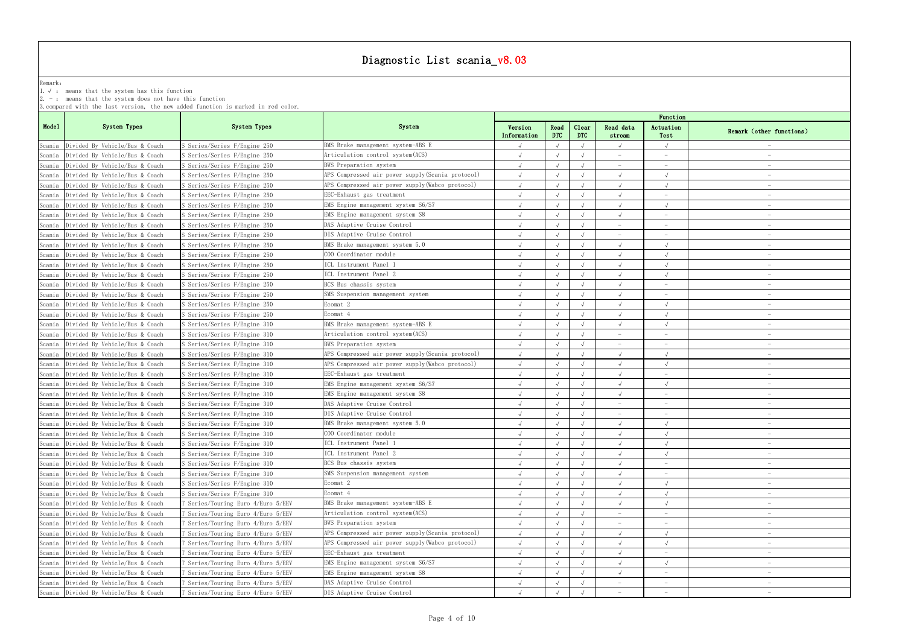# Diagnostic List scania_v8.03

Remark:
1. √ : means that the system has this function
2. － : means that the system does not have this function
3. compared with the last version, the new added function is marked in red color.

| Model | System Types | System Types | System | Function | | | | | |
|---|---|---|---|---|---|---|---|---|---|
| | | | | Version Information | Read DTC | Clear DTC | Read data stream | Actuation Test | Remark (other functions) |
| Scania | Divided By Vehicle/Bus & Coach | S Series/Series F/Engine 250 | BMS Brake management system-ABS E | √ | √ | √ | √ | √ | － |
| Scania | Divided By Vehicle/Bus & Coach | S Series/Series F/Engine 250 | Articulation control system(ACS) | √ | √ | √ | － | － | － |
| Scania | Divided By Vehicle/Bus & Coach | S Series/Series F/Engine 250 | BWS Preparation system | √ | √ | √ | － | － | － |
| Scania | Divided By Vehicle/Bus & Coach | S Series/Series F/Engine 250 | APS Compressed air power supply(Scania protocol) | √ | √ | √ | √ | √ | － |
| Scania | Divided By Vehicle/Bus & Coach | S Series/Series F/Engine 250 | APS Compressed air power supply(Wabco protocol) | √ | √ | √ | √ | √ | － |
| Scania | Divided By Vehicle/Bus & Coach | S Series/Series F/Engine 250 | EEC-Exhaust gas treatment | √ | √ | √ | √ | － | － |
| Scania | Divided By Vehicle/Bus & Coach | S Series/Series F/Engine 250 | EMS Engine management system S6/S7 | √ | √ | √ | √ | √ | － |
| Scania | Divided By Vehicle/Bus & Coach | S Series/Series F/Engine 250 | EMS Engine management system S8 | √ | √ | √ | √ | － | － |
| Scania | Divided By Vehicle/Bus & Coach | S Series/Series F/Engine 250 | DAS Adaptive Cruise Control | √ | √ | √ | － | － | － |
| Scania | Divided By Vehicle/Bus & Coach | S Series/Series F/Engine 250 | DIS Adaptive Cruise Control | √ | √ | √ | － | － | － |
| Scania | Divided By Vehicle/Bus & Coach | S Series/Series F/Engine 250 | BMS Brake management system 5.0 | √ | √ | √ | √ | √ | － |
| Scania | Divided By Vehicle/Bus & Coach | S Series/Series F/Engine 250 | COO Coordinator module | √ | √ | √ | √ | √ | － |
| Scania | Divided By Vehicle/Bus & Coach | S Series/Series F/Engine 250 | ICL Instrument Panel 1 | √ | √ | √ | √ | √ | － |
| Scania | Divided By Vehicle/Bus & Coach | S Series/Series F/Engine 250 | ICL Instrument Panel 2 | √ | √ | √ | √ | √ | － |
| Scania | Divided By Vehicle/Bus & Coach | S Series/Series F/Engine 250 | BCS Bus chassis system | √ | √ | √ | √ | － | － |
| Scania | Divided By Vehicle/Bus & Coach | S Series/Series F/Engine 250 | SMS Suspension management system | √ | √ | √ | √ | － | － |
| Scania | Divided By Vehicle/Bus & Coach | S Series/Series F/Engine 250 | Ecomat 2 | √ | √ | √ | √ | √ | － |
| Scania | Divided By Vehicle/Bus & Coach | S Series/Series F/Engine 250 | Ecomat 4 | √ | √ | √ | √ | √ | － |
| Scania | Divided By Vehicle/Bus & Coach | S Series/Series F/Engine 310 | BMS Brake management system-ABS E | √ | √ | √ | √ | √ | － |
| Scania | Divided By Vehicle/Bus & Coach | S Series/Series F/Engine 310 | Articulation control system(ACS) | √ | √ | √ | － | － | － |
| Scania | Divided By Vehicle/Bus & Coach | S Series/Series F/Engine 310 | BWS Preparation system | √ | √ | √ | － | － | － |
| Scania | Divided By Vehicle/Bus & Coach | S Series/Series F/Engine 310 | APS Compressed air power supply(Scania protocol) | √ | √ | √ | √ | √ | － |
| Scania | Divided By Vehicle/Bus & Coach | S Series/Series F/Engine 310 | APS Compressed air power supply(Wabco protocol) | √ | √ | √ | √ | √ | － |
| Scania | Divided By Vehicle/Bus & Coach | S Series/Series F/Engine 310 | EEC-Exhaust gas treatment | √ | √ | √ | √ | － | － |
| Scania | Divided By Vehicle/Bus & Coach | S Series/Series F/Engine 310 | EMS Engine management system S6/S7 | √ | √ | √ | √ | √ | － |
| Scania | Divided By Vehicle/Bus & Coach | S Series/Series F/Engine 310 | EMS Engine management system S8 | √ | √ | √ | √ | － | － |
| Scania | Divided By Vehicle/Bus & Coach | S Series/Series F/Engine 310 | DAS Adaptive Cruise Control | √ | √ | √ | － | － | － |
| Scania | Divided By Vehicle/Bus & Coach | S Series/Series F/Engine 310 | DIS Adaptive Cruise Control | √ | √ | √ | － | － | － |
| Scania | Divided By Vehicle/Bus & Coach | S Series/Series F/Engine 310 | BMS Brake management system 5.0 | √ | √ | √ | √ | √ | － |
| Scania | Divided By Vehicle/Bus & Coach | S Series/Series F/Engine 310 | COO Coordinator module | √ | √ | √ | √ | √ | － |
| Scania | Divided By Vehicle/Bus & Coach | S Series/Series F/Engine 310 | ICL Instrument Panel 1 | √ | √ | √ | √ | √ | － |
| Scania | Divided By Vehicle/Bus & Coach | S Series/Series F/Engine 310 | ICL Instrument Panel 2 | √ | √ | √ | √ | √ | － |
| Scania | Divided By Vehicle/Bus & Coach | S Series/Series F/Engine 310 | BCS Bus chassis system | √ | √ | √ | √ | － | － |
| Scania | Divided By Vehicle/Bus & Coach | S Series/Series F/Engine 310 | SMS Suspension management system | √ | √ | √ | √ | － | － |
| Scania | Divided By Vehicle/Bus & Coach | S Series/Series F/Engine 310 | Ecomat 2 | √ | √ | √ | √ | √ | － |
| Scania | Divided By Vehicle/Bus & Coach | S Series/Series F/Engine 310 | Ecomat 4 | √ | √ | √ | √ | √ | － |
| Scania | Divided By Vehicle/Bus & Coach | T Series/Touring Euro 4/Euro 5/EEV | BMS Brake management system-ABS E | √ | √ | √ | √ | √ | － |
| Scania | Divided By Vehicle/Bus & Coach | T Series/Touring Euro 4/Euro 5/EEV | Articulation control system(ACS) | √ | √ | √ | － | － | － |
| Scania | Divided By Vehicle/Bus & Coach | T Series/Touring Euro 4/Euro 5/EEV | BWS Preparation system | √ | √ | √ | － | － | － |
| Scania | Divided By Vehicle/Bus & Coach | T Series/Touring Euro 4/Euro 5/EEV | APS Compressed air power supply(Scania protocol) | √ | √ | √ | √ | √ | － |
| Scania | Divided By Vehicle/Bus & Coach | T Series/Touring Euro 4/Euro 5/EEV | APS Compressed air power supply(Wabco protocol) | √ | √ | √ | √ | √ | － |
| Scania | Divided By Vehicle/Bus & Coach | T Series/Touring Euro 4/Euro 5/EEV | EEC-Exhaust gas treatment | √ | √ | √ | √ | － | － |
| Scania | Divided By Vehicle/Bus & Coach | T Series/Touring Euro 4/Euro 5/EEV | EMS Engine management system S6/S7 | √ | √ | √ | √ | √ | － |
| Scania | Divided By Vehicle/Bus & Coach | T Series/Touring Euro 4/Euro 5/EEV | EMS Engine management system S8 | √ | √ | √ | √ | － | － |
| Scania | Divided By Vehicle/Bus & Coach | T Series/Touring Euro 4/Euro 5/EEV | DAS Adaptive Cruise Control | √ | √ | √ | － | － | － |
| Scania | Divided By Vehicle/Bus & Coach | T Series/Touring Euro 4/Euro 5/EEV | DIS Adaptive Cruise Control | √ | √ | √ | － | － | － |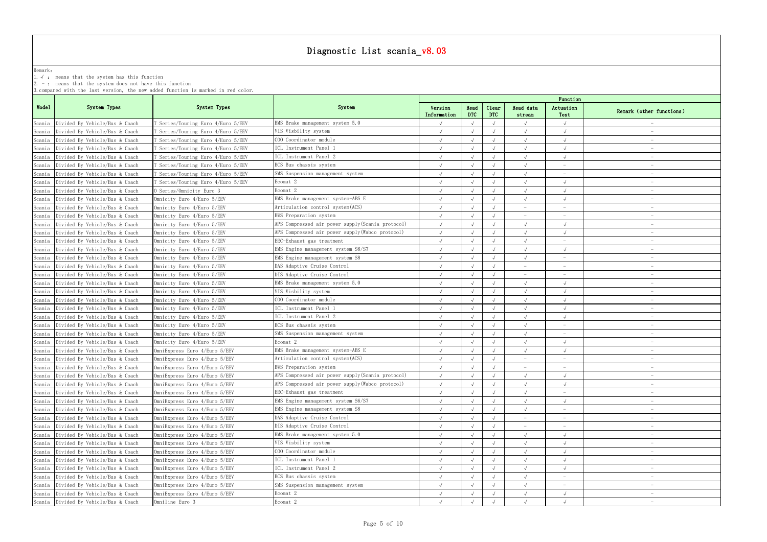# Diagnostic List scania_v8.03

Remark:

1. √ : means that the system has this function
2. － : means that the system does not have this function
3. compared with the last version, the new added function is marked in red color.

| Model | System Types | System Types | System | Function | | | | | |
|---|---|---|---|---|---|---|---|---|---|
| | | | | Version Information | Read DTC | Clear DTC | Read data stream | Actuation Test | Remark (other functions) |
| Scania | Divided By Vehicle/Bus & Coach | T Series/Touring Euro 4/Euro 5/EEV | BMS Brake management system 5.0 | √ | √ | √ | √ | √ | － |
| Scania | Divided By Vehicle/Bus & Coach | T Series/Touring Euro 4/Euro 5/EEV | VIS Visbility system | √ | √ | √ | √ | √ | － |
| Scania | Divided By Vehicle/Bus & Coach | T Series/Touring Euro 4/Euro 5/EEV | COO Coordinator module | √ | √ | √ | √ | √ | － |
| Scania | Divided By Vehicle/Bus & Coach | T Series/Touring Euro 4/Euro 5/EEV | ICL Instrument Panel 1 | √ | √ | √ | √ | √ | － |
| Scania | Divided By Vehicle/Bus & Coach | T Series/Touring Euro 4/Euro 5/EEV | ICL Instrument Panel 2 | √ | √ | √ | √ | √ | － |
| Scania | Divided By Vehicle/Bus & Coach | T Series/Touring Euro 4/Euro 5/EEV | BCS Bus chassis system | √ | √ | √ | √ | － | － |
| Scania | Divided By Vehicle/Bus & Coach | T Series/Touring Euro 4/Euro 5/EEV | SMS Suspension management system | √ | √ | √ | √ | － | － |
| Scania | Divided By Vehicle/Bus & Coach | T Series/Touring Euro 4/Euro 5/EEV | Ecomat 2 | √ | √ | √ | √ | √ | － |
| Scania | Divided By Vehicle/Bus & Coach | O Series/Omnicity Euro 3 | Ecomat 2 | √ | √ | √ | √ | √ | － |
| Scania | Divided By Vehicle/Bus & Coach | Omnicity Euro 4/Euro 5/EEV | BMS Brake management system-ABS E | √ | √ | √ | √ | √ | － |
| Scania | Divided By Vehicle/Bus & Coach | Omnicity Euro 4/Euro 5/EEV | Articulation control system(ACS) | √ | √ | √ | － | － | － |
| Scania | Divided By Vehicle/Bus & Coach | Omnicity Euro 4/Euro 5/EEV | BWS Preparation system | √ | √ | √ | － | － | － |
| Scania | Divided By Vehicle/Bus & Coach | Omnicity Euro 4/Euro 5/EEV | APS Compressed air power supply(Scania protocol) | √ | √ | √ | √ | √ | － |
| Scania | Divided By Vehicle/Bus & Coach | Omnicity Euro 4/Euro 5/EEV | APS Compressed air power supply(Wabco protocol) | √ | √ | √ | √ | √ | － |
| Scania | Divided By Vehicle/Bus & Coach | Omnicity Euro 4/Euro 5/EEV | EEC-Exhaust gas treatment | √ | √ | √ | √ | － | － |
| Scania | Divided By Vehicle/Bus & Coach | Omnicity Euro 4/Euro 5/EEV | EMS Engine management system S6/S7 | √ | √ | √ | √ | √ | － |
| Scania | Divided By Vehicle/Bus & Coach | Omnicity Euro 4/Euro 5/EEV | EMS Engine management system S8 | √ | √ | √ | √ | － | － |
| Scania | Divided By Vehicle/Bus & Coach | Omnicity Euro 4/Euro 5/EEV | DAS Adaptive Cruise Control | √ | √ | √ | － | － | － |
| Scania | Divided By Vehicle/Bus & Coach | Omnicity Euro 4/Euro 5/EEV | DIS Adaptive Cruise Control | √ | √ | √ | － | － | － |
| Scania | Divided By Vehicle/Bus & Coach | Omnicity Euro 4/Euro 5/EEV | BMS Brake management system 5.0 | √ | √ | √ | √ | √ | － |
| Scania | Divided By Vehicle/Bus & Coach | Omnicity Euro 4/Euro 5/EEV | VIS Visbility system | √ | √ | √ | √ | √ | － |
| Scania | Divided By Vehicle/Bus & Coach | Omnicity Euro 4/Euro 5/EEV | COO Coordinator module | √ | √ | √ | √ | √ | － |
| Scania | Divided By Vehicle/Bus & Coach | Omnicity Euro 4/Euro 5/EEV | ICL Instrument Panel 1 | √ | √ | √ | √ | √ | － |
| Scania | Divided By Vehicle/Bus & Coach | Omnicity Euro 4/Euro 5/EEV | ICL Instrument Panel 2 | √ | √ | √ | √ | √ | － |
| Scania | Divided By Vehicle/Bus & Coach | Omnicity Euro 4/Euro 5/EEV | BCS Bus chassis system | √ | √ | √ | √ | － | － |
| Scania | Divided By Vehicle/Bus & Coach | Omnicity Euro 4/Euro 5/EEV | SMS Suspension management system | √ | √ | √ | √ | － | － |
| Scania | Divided By Vehicle/Bus & Coach | Omnicity Euro 4/Euro 5/EEV | Ecomat 2 | √ | √ | √ | √ | √ | － |
| Scania | Divided By Vehicle/Bus & Coach | OmniExpress Euro 4/Euro 5/EEV | BMS Brake management system-ABS E | √ | √ | √ | √ | √ | － |
| Scania | Divided By Vehicle/Bus & Coach | OmniExpress Euro 4/Euro 5/EEV | Articulation control system(ACS) | √ | √ | √ | － | － | － |
| Scania | Divided By Vehicle/Bus & Coach | OmniExpress Euro 4/Euro 5/EEV | BWS Preparation system | √ | √ | √ | － | － | － |
| Scania | Divided By Vehicle/Bus & Coach | OmniExpress Euro 4/Euro 5/EEV | APS Compressed air power supply(Scania protocol) | √ | √ | √ | √ | √ | － |
| Scania | Divided By Vehicle/Bus & Coach | OmniExpress Euro 4/Euro 5/EEV | APS Compressed air power supply(Wabco protocol) | √ | √ | √ | √ | √ | － |
| Scania | Divided By Vehicle/Bus & Coach | OmniExpress Euro 4/Euro 5/EEV | EEC-Exhaust gas treatment | √ | √ | √ | √ | － | － |
| Scania | Divided By Vehicle/Bus & Coach | OmniExpress Euro 4/Euro 5/EEV | EMS Engine management system S6/S7 | √ | √ | √ | √ | √ | － |
| Scania | Divided By Vehicle/Bus & Coach | OmniExpress Euro 4/Euro 5/EEV | EMS Engine management system S8 | √ | √ | √ | √ | － | － |
| Scania | Divided By Vehicle/Bus & Coach | OmniExpress Euro 4/Euro 5/EEV | DAS Adaptive Cruise Control | √ | √ | √ | － | － | － |
| Scania | Divided By Vehicle/Bus & Coach | OmniExpress Euro 4/Euro 5/EEV | DIS Adaptive Cruise Control | √ | √ | √ | － | － | － |
| Scania | Divided By Vehicle/Bus & Coach | OmniExpress Euro 4/Euro 5/EEV | BMS Brake management system 5.0 | √ | √ | √ | √ | √ | － |
| Scania | Divided By Vehicle/Bus & Coach | OmniExpress Euro 4/Euro 5/EEV | VIS Visbility system | √ | √ | √ | √ | √ | － |
| Scania | Divided By Vehicle/Bus & Coach | OmniExpress Euro 4/Euro 5/EEV | COO Coordinator module | √ | √ | √ | √ | √ | － |
| Scania | Divided By Vehicle/Bus & Coach | OmniExpress Euro 4/Euro 5/EEV | ICL Instrument Panel 1 | √ | √ | √ | √ | √ | － |
| Scania | Divided By Vehicle/Bus & Coach | OmniExpress Euro 4/Euro 5/EEV | ICL Instrument Panel 2 | √ | √ | √ | √ | √ | － |
| Scania | Divided By Vehicle/Bus & Coach | OmniExpress Euro 4/Euro 5/EEV | BCS Bus chassis system | √ | √ | √ | √ | － | － |
| Scania | Divided By Vehicle/Bus & Coach | OmniExpress Euro 4/Euro 5/EEV | SMS Suspension management system | √ | √ | √ | √ | － | － |
| Scania | Divided By Vehicle/Bus & Coach | OmniExpress Euro 4/Euro 5/EEV | Ecomat 2 | √ | √ | √ | √ | √ | － |
| Scania | Divided By Vehicle/Bus & Coach | Omniline Euro 3 | Ecomat 2 | √ | √ | √ | √ | √ | － |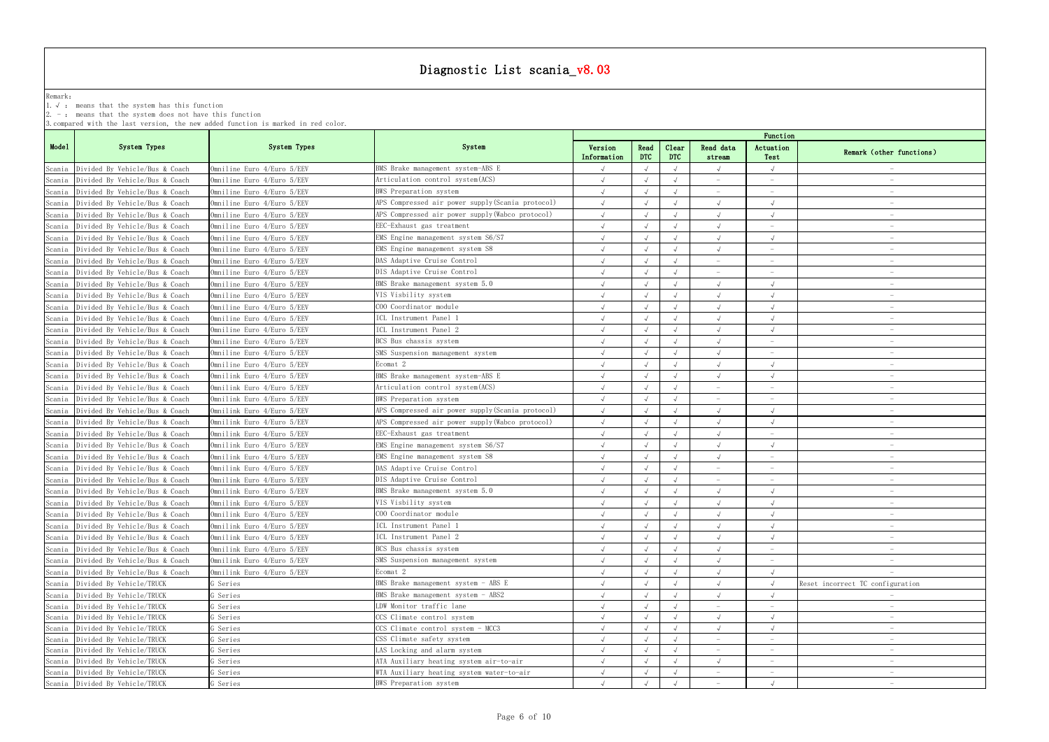# Diagnostic List scania_v8.03

Remark:
1. √ : means that the system has this function
2. - : means that the system does not have this function
3. compared with the last version, the new added function is marked in red color.

| Model | System Types | System Types | System | Function | | | | | |
|---|---|---|---|---|---|---|---|---|---|
| | | | | Version Information | Read DTC | Clear DTC | Read data stream | Actuation Test | Remark (other functions) |
| Scania | Divided By Vehicle/Bus & Coach | Omniline Euro 4/Euro 5/EEV | BMS Brake management system-ABS E | √ | √ | √ | √ | √ | - |
| Scania | Divided By Vehicle/Bus & Coach | Omniline Euro 4/Euro 5/EEV | Articulation control system(ACS) | √ | √ | √ | - | - | - |
| Scania | Divided By Vehicle/Bus & Coach | Omniline Euro 4/Euro 5/EEV | BWS Preparation system | √ | √ | √ | - | - | - |
| Scania | Divided By Vehicle/Bus & Coach | Omniline Euro 4/Euro 5/EEV | APS Compressed air power supply(Scania protocol) | √ | √ | √ | √ | √ | - |
| Scania | Divided By Vehicle/Bus & Coach | Omniline Euro 4/Euro 5/EEV | APS Compressed air power supply(Wabco protocol) | √ | √ | √ | √ | √ | - |
| Scania | Divided By Vehicle/Bus & Coach | Omniline Euro 4/Euro 5/EEV | EEC-Exhaust gas treatment | √ | √ | √ | √ | - | - |
| Scania | Divided By Vehicle/Bus & Coach | Omniline Euro 4/Euro 5/EEV | EMS Engine management system S6/S7 | √ | √ | √ | √ | √ | - |
| Scania | Divided By Vehicle/Bus & Coach | Omniline Euro 4/Euro 5/EEV | EMS Engine management system S8 | √ | √ | √ | √ | - | - |
| Scania | Divided By Vehicle/Bus & Coach | Omniline Euro 4/Euro 5/EEV | DAS Adaptive Cruise Control | √ | √ | √ | - | - | - |
| Scania | Divided By Vehicle/Bus & Coach | Omniline Euro 4/Euro 5/EEV | DIS Adaptive Cruise Control | √ | √ | √ | - | - | - |
| Scania | Divided By Vehicle/Bus & Coach | Omniline Euro 4/Euro 5/EEV | BMS Brake management system 5.0 | √ | √ | √ | √ | √ | - |
| Scania | Divided By Vehicle/Bus & Coach | Omniline Euro 4/Euro 5/EEV | VIS Visbility system | √ | √ | √ | √ | √ | - |
| Scania | Divided By Vehicle/Bus & Coach | Omniline Euro 4/Euro 5/EEV | COO Coordinator module | √ | √ | √ | √ | √ | - |
| Scania | Divided By Vehicle/Bus & Coach | Omniline Euro 4/Euro 5/EEV | ICL Instrument Panel 1 | √ | √ | √ | √ | √ | - |
| Scania | Divided By Vehicle/Bus & Coach | Omniline Euro 4/Euro 5/EEV | ICL Instrument Panel 2 | √ | √ | √ | √ | √ | - |
| Scania | Divided By Vehicle/Bus & Coach | Omniline Euro 4/Euro 5/EEV | BCS Bus chassis system | √ | √ | √ | √ | - | - |
| Scania | Divided By Vehicle/Bus & Coach | Omniline Euro 4/Euro 5/EEV | SMS Suspension management system | √ | √ | √ | √ | - | - |
| Scania | Divided By Vehicle/Bus & Coach | Omniline Euro 4/Euro 5/EEV | Ecomat 2 | √ | √ | √ | √ | √ | - |
| Scania | Divided By Vehicle/Bus & Coach | Omnilink Euro 4/Euro 5/EEV | BMS Brake management system-ABS E | √ | √ | √ | √ | √ | - |
| Scania | Divided By Vehicle/Bus & Coach | Omnilink Euro 4/Euro 5/EEV | Articulation control system(ACS) | √ | √ | √ | - | - | - |
| Scania | Divided By Vehicle/Bus & Coach | Omnilink Euro 4/Euro 5/EEV | BWS Preparation system | √ | √ | √ | - | - | - |
| Scania | Divided By Vehicle/Bus & Coach | Omnilink Euro 4/Euro 5/EEV | APS Compressed air power supply(Scania protocol) | √ | √ | √ | √ | √ | - |
| Scania | Divided By Vehicle/Bus & Coach | Omnilink Euro 4/Euro 5/EEV | APS Compressed air power supply(Wabco protocol) | √ | √ | √ | √ | √ | - |
| Scania | Divided By Vehicle/Bus & Coach | Omnilink Euro 4/Euro 5/EEV | EEC-Exhaust gas treatment | √ | √ | √ | √ | - | - |
| Scania | Divided By Vehicle/Bus & Coach | Omnilink Euro 4/Euro 5/EEV | EMS Engine management system S6/S7 | √ | √ | √ | √ | √ | - |
| Scania | Divided By Vehicle/Bus & Coach | Omnilink Euro 4/Euro 5/EEV | EMS Engine management system S8 | √ | √ | √ | √ | - | - |
| Scania | Divided By Vehicle/Bus & Coach | Omnilink Euro 4/Euro 5/EEV | DAS Adaptive Cruise Control | √ | √ | √ | - | - | - |
| Scania | Divided By Vehicle/Bus & Coach | Omnilink Euro 4/Euro 5/EEV | DIS Adaptive Cruise Control | √ | √ | √ | - | - | - |
| Scania | Divided By Vehicle/Bus & Coach | Omnilink Euro 4/Euro 5/EEV | BMS Brake management system 5.0 | √ | √ | √ | √ | √ | - |
| Scania | Divided By Vehicle/Bus & Coach | Omnilink Euro 4/Euro 5/EEV | VIS Visbility system | √ | √ | √ | √ | √ | - |
| Scania | Divided By Vehicle/Bus & Coach | Omnilink Euro 4/Euro 5/EEV | COO Coordinator module | √ | √ | √ | √ | √ | - |
| Scania | Divided By Vehicle/Bus & Coach | Omnilink Euro 4/Euro 5/EEV | ICL Instrument Panel 1 | √ | √ | √ | √ | √ | - |
| Scania | Divided By Vehicle/Bus & Coach | Omnilink Euro 4/Euro 5/EEV | ICL Instrument Panel 2 | √ | √ | √ | √ | √ | - |
| Scania | Divided By Vehicle/Bus & Coach | Omnilink Euro 4/Euro 5/EEV | BCS Bus chassis system | √ | √ | √ | √ | - | - |
| Scania | Divided By Vehicle/Bus & Coach | Omnilink Euro 4/Euro 5/EEV | SMS Suspension management system | √ | √ | √ | √ | - | - |
| Scania | Divided By Vehicle/Bus & Coach | Omnilink Euro 4/Euro 5/EEV | Ecomat 2 | √ | √ | √ | √ | √ | - |
| Scania | Divided By Vehicle/TRUCK | G Series | BMS Brake management system - ABS E | √ | √ | √ | √ | √ | Reset incorrect TC configuration |
| Scania | Divided By Vehicle/TRUCK | G Series | BMS Brake management system - ABS2 | √ | √ | √ | √ | √ | - |
| Scania | Divided By Vehicle/TRUCK | G Series | LDW Monitor traffic lane | √ | √ | √ | - | - | - |
| Scania | Divided By Vehicle/TRUCK | G Series | CCS Climate control system | √ | √ | √ | √ | √ | - |
| Scania | Divided By Vehicle/TRUCK | G Series | CCS Climate control system - MCC3 | √ | √ | √ | √ | √ | - |
| Scania | Divided By Vehicle/TRUCK | G Series | CSS Climate safety system | √ | √ | √ | - | - | - |
| Scania | Divided By Vehicle/TRUCK | G Series | LAS Locking and alarm system | √ | √ | √ | - | - | - |
| Scania | Divided By Vehicle/TRUCK | G Series | ATA Auxiliary heating system air-to-air | √ | √ | √ | √ | - | - |
| Scania | Divided By Vehicle/TRUCK | G Series | WTA Auxiliary heating system water-to-air | √ | √ | √ | - | - | - |
| Scania | Divided By Vehicle/TRUCK | G Series | BWS Preparation system | √ | √ | √ | - | √ | - |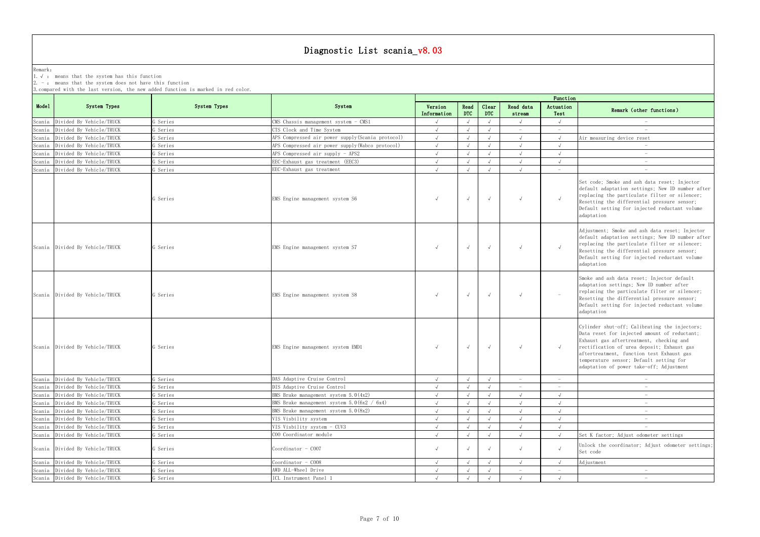# Diagnostic List scania_v8.03

Remark:
1. √ : means that the system has this function
2. － : means that the system does not have this function
3. compared with the last version, the new added function is marked in red color.

| Model | System Types | System Types | System | Function | | | | | |
|---|---|---|---|---|---|---|---|---|---|
| | | | | Version Information | Read DTC | Clear DTC | Read data stream | Actuation Test | Remark (other functions) |
| Scania | Divided By Vehicle/TRUCK | G Series | CMS Chassis management system - CMS1 | √ | √ | √ | √ | √ | － |
| Scania | Divided By Vehicle/TRUCK | G Series | CTS Clock and Time System | √ | √ | √ | － | － | － |
| Scania | Divided By Vehicle/TRUCK | G Series | APS Compressed air power supply(Scania protocol) | √ | √ | √ | √ | √ | Air measuring device reset |
| Scania | Divided By Vehicle/TRUCK | G Series | APS Compressed air power supply(Wabco protocol) | √ | √ | √ | √ | √ | － |
| Scania | Divided By Vehicle/TRUCK | G Series | APS Compressed air supply - APS2 | √ | √ | √ | √ | √ | － |
| Scania | Divided By Vehicle/TRUCK | G Series | EEC-Exhaust gas treatment (EEC3) | √ | √ | √ | √ | √ | － |
| Scania | Divided By Vehicle/TRUCK | G Series | EEC-Exhaust gas treatment | √ | √ | √ | √ | － | － |
| | | G Series | EMS Engine management system S6 | √ | √ | √ | √ | √ | Set code; Smoke and ash data reset; Injector default adaptation settings; New ID number after replacing the particulate filter or silencer; Resetting the differential pressure sensor; Default setting for injected reductant volume adaptation |
| Scania | Divided By Vehicle/TRUCK | G Series | EMS Engine management system S7 | √ | √ | √ | √ | √ | Adjustment; Smoke and ash data reset; Injector default adaptation settings; New ID number after replacing the particulate filter or silencer; Resetting the differential pressure sensor; Default setting for injected reductant volume adaptation |
| Scania | Divided By Vehicle/TRUCK | G Series | EMS Engine management system S8 | √ | √ | √ | √ | － | Smoke and ash data reset; Injector default adaptation settings; New ID number after replacing the particulate filter or silencer; Resetting the differential pressure sensor; Default setting for injected reductant volume adaptation |
| Scania | Divided By Vehicle/TRUCK | G Series | EMS Engine management system EMD1 | √ | √ | √ | √ | √ | Cylinder shut-off; Calibrating the injectors; Data reset for injected amount of reductant; Exhaust gas aftertreatment, checking and rectification of urea deposit; Exhaust gas aftertreatment, function test Exhaust gas temperature sensor; Default setting for adaptation of power take-off; Adjustment |
| Scania | Divided By Vehicle/TRUCK | G Series | DAS Adaptive Cruise Control | √ | √ | √ | － | － | － |
| Scania | Divided By Vehicle/TRUCK | G Series | DIS Adaptive Cruise Control | √ | √ | √ | － | － | － |
| Scania | Divided By Vehicle/TRUCK | G Series | BMS Brake management system 5.0(4x2) | √ | √ | √ | √ | √ | － |
| Scania | Divided By Vehicle/TRUCK | G Series | BMS Brake management system 5.0(6x2 / 6x4) | √ | √ | √ | √ | √ | － |
| Scania | Divided By Vehicle/TRUCK | G Series | BMS Brake management system 5.0(8x2) | √ | √ | √ | √ | √ | － |
| Scania | Divided By Vehicle/TRUCK | G Series | VIS Visbility system | √ | √ | √ | √ | √ | － |
| Scania | Divided By Vehicle/TRUCK | G Series | VIS Visbility system - CUV3 | √ | √ | √ | √ | √ | － |
| Scania | Divided By Vehicle/TRUCK | G Series | COO Coordinator module | √ | √ | √ | √ | √ | Set K factor; Adjust odometer settings |
| Scania | Divided By Vehicle/TRUCK | G Series | Coordinator - COO7 | √ | √ | √ | √ | √ | Unlock the coordinator; Adjust odometer settings; Set code |
| Scania | Divided By Vehicle/TRUCK | G Series | Coordinator - COO8 | √ | √ | √ | √ | √ | Adjustment |
| Scania | Divided By Vehicle/TRUCK | G Series | AWD ALL-Wheel Drive | √ | √ | √ | － | － | － |
| Scania | Divided By Vehicle/TRUCK | G Series | ICL Instrument Panel 1 | √ | √ | √ | √ | √ | － |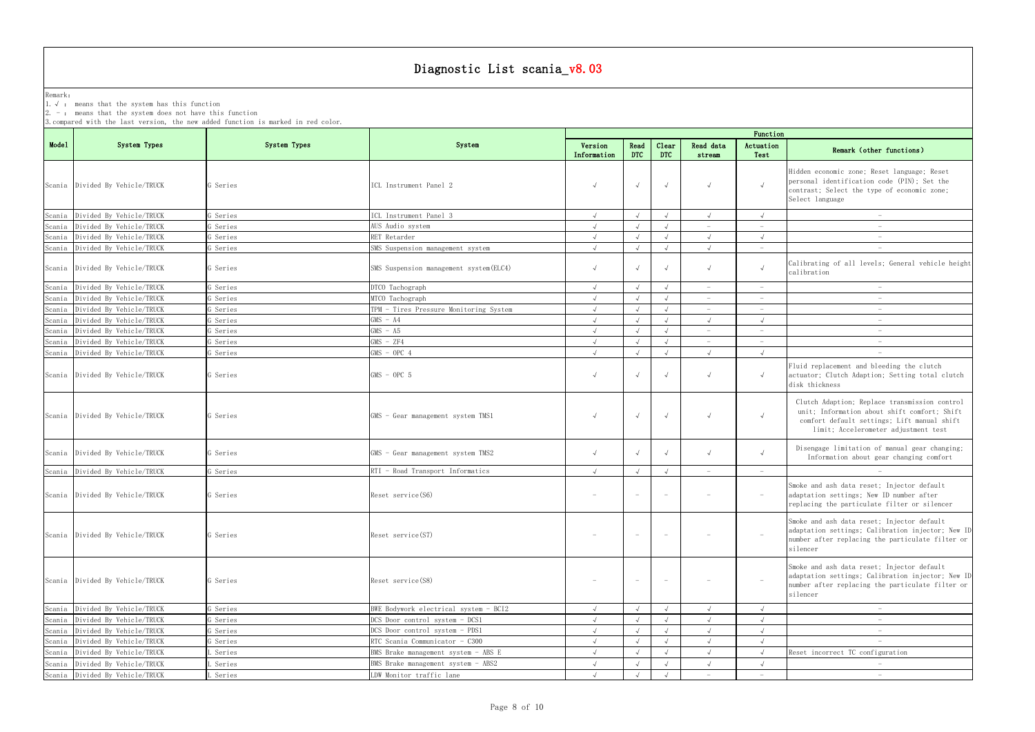# Diagnostic List scania_v8.03

Remark:
1. √ : means that the system has this function
2. - : means that the system does not have this function
3. compared with the last version, the new added function is marked in red color.

| Model | System Types | System Types | System | Function | | | | | |
|---|---|---|---|---|---|---|---|---|---|
| | | | | Version Information | Read DTC | Clear DTC | Read data stream | Actuation Test | Remark (other functions) |
| Scania | Divided By Vehicle/TRUCK | G Series | ICL Instrument Panel 2 | √ | √ | √ | √ | √ | Hidden economic zone; Reset language; Reset personal identification code (PIN); Set the contrast; Select the type of economic zone; Select language |
| Scania | Divided By Vehicle/TRUCK | G Series | ICL Instrument Panel 3 | √ | √ | √ | √ | √ | - |
| Scania | Divided By Vehicle/TRUCK | G Series | AUS Audio system | √ | √ | √ | - | - | - |
| Scania | Divided By Vehicle/TRUCK | G Series | RET Retarder | √ | √ | √ | √ | √ | - |
| Scania | Divided By Vehicle/TRUCK | G Series | SMS Suspension management system | √ | √ | √ | √ | - | - |
| Scania | Divided By Vehicle/TRUCK | G Series | SMS Suspension management system(ELC4) | √ | √ | √ | √ | √ | Calibrating of all levels; General vehicle height calibration |
| Scania | Divided By Vehicle/TRUCK | G Series | DTCO Tachograph | √ | √ | √ | - | - | - |
| Scania | Divided By Vehicle/TRUCK | G Series | MTCO Tachograph | √ | √ | √ | - | - | - |
| Scania | Divided By Vehicle/TRUCK | G Series | TPM - Tires Pressure Monitoring System | √ | √ | √ | - | - | - |
| Scania | Divided By Vehicle/TRUCK | G Series | GMS - A4 | √ | √ | √ | √ | √ | - |
| Scania | Divided By Vehicle/TRUCK | G Series | GMS - A5 | √ | √ | √ | - | - | - |
| Scania | Divided By Vehicle/TRUCK | G Series | GMS - ZF4 | √ | √ | √ | - | - | - |
| Scania | Divided By Vehicle/TRUCK | G Series | GMS - OPC 4 | √ | √ | √ | √ | √ | - |
| Scania | Divided By Vehicle/TRUCK | G Series | GMS - OPC 5 | √ | √ | √ | √ | √ | Fluid replacement and bleeding the clutch actuator; Clutch Adaption; Setting total clutch disk thickness |
| Scania | Divided By Vehicle/TRUCK | G Series | GMS - Gear management system TMS1 | √ | √ | √ | √ | √ | Clutch Adaption; Replace transmission control unit; Information about shift comfort; Shift comfort default settings; Lift manual shift limit; Accelerometer adjustment test |
| Scania | Divided By Vehicle/TRUCK | G Series | GMS - Gear management system TMS2 | √ | √ | √ | √ | √ | Disengage limitation of manual gear changing; Information about gear changing comfort |
| Scania | Divided By Vehicle/TRUCK | G Series | RTI - Road Transport Informatics | √ | √ | √ | - | - | - |
| Scania | Divided By Vehicle/TRUCK | G Series | Reset service(S6) | - | - | - | - | - | Smoke and ash data reset; Injector default adaptation settings; New ID number after replacing the particulate filter or silencer |
| Scania | Divided By Vehicle/TRUCK | G Series | Reset service(S7) | - | - | - | - | - | Smoke and ash data reset; Injector default adaptation settings; Calibration injector; New ID number after replacing the particulate filter or silencer |
| Scania | Divided By Vehicle/TRUCK | G Series | Reset service(S8) | - | - | - | - | - | Smoke and ash data reset; Injector default adaptation settings; Calibration injector; New ID number after replacing the particulate filter or silencer |
| Scania | Divided By Vehicle/TRUCK | G Series | BWE Bodywork electrical system - BCI2 | √ | √ | √ | √ | √ | - |
| Scania | Divided By Vehicle/TRUCK | G Series | DCS Door control system - DCS1 | √ | √ | √ | √ | √ | - |
| Scania | Divided By Vehicle/TRUCK | G Series | DCS Door control system - PDS1 | √ | √ | √ | √ | √ | - |
| Scania | Divided By Vehicle/TRUCK | G Series | RTC Scania Communicator - C300 | √ | √ | √ | √ | √ | - |
| Scania | Divided By Vehicle/TRUCK | L Series | BMS Brake management system - ABS E | √ | √ | √ | √ | √ | Reset incorrect TC configuration |
| Scania | Divided By Vehicle/TRUCK | L Series | BMS Brake management system - ABS2 | √ | √ | √ | √ | √ | - |
| Scania | Divided By Vehicle/TRUCK | L Series | LDW Monitor traffic lane | √ | √ | √ | - | - | - |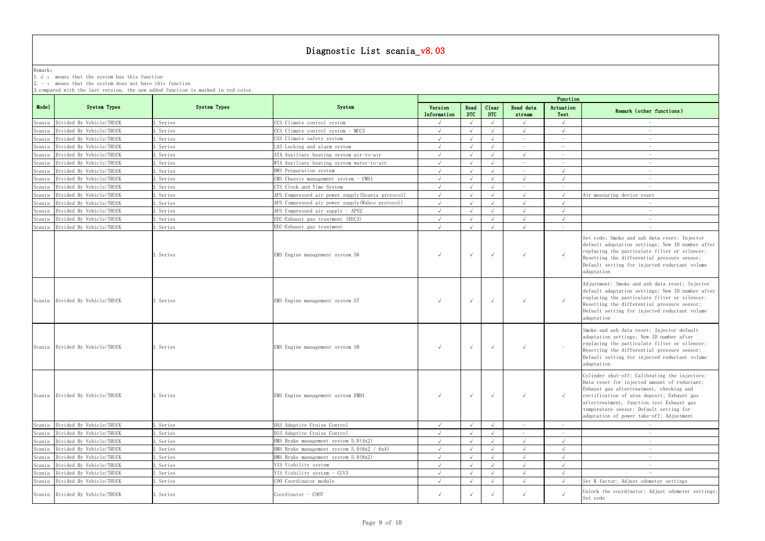# Diagnostic List scania_v8.03

Remark:
1. √ : means that the system has this function
2. - : means that the system does not have this function
3. compared with the last version, the new added function is marked in red color.

| Model | System Types | System Types | System | Function | | | | | |
|---|---|---|---|---|---|---|---|---|---|
| | | | | Version Information | Read DTC | Clear DTC | Read data stream | Actuation Test | Remark (other functions) |
| Scania | Divided By Vehicle/TRUCK | L Series | CCS Climate control system | √ | √ | √ | √ | √ | - |
| Scania | Divided By Vehicle/TRUCK | L Series | CCS Climate control system - MCC3 | √ | √ | √ | √ | √ | - |
| Scania | Divided By Vehicle/TRUCK | L Series | CSS Climate safety system | √ | √ | √ | - | - | - |
| Scania | Divided By Vehicle/TRUCK | L Series | LAS Locking and alarm system | √ | √ | √ | - | - | - |
| Scania | Divided By Vehicle/TRUCK | L Series | ATA Auxiliary heating system air-to-air | √ | √ | √ | √ | - | - |
| Scania | Divided By Vehicle/TRUCK | L Series | WTA Auxiliary heating system water-to-air | √ | √ | √ | - | - | - |
| Scania | Divided By Vehicle/TRUCK | L Series | BWS Preparation system | √ | √ | √ | - | √ | - |
| Scania | Divided By Vehicle/TRUCK | L Series | CMS Chassis management system - CMS1 | √ | √ | √ | √ | √ | - |
| Scania | Divided By Vehicle/TRUCK | L Series | CTS Clock and Time System | √ | √ | √ | - | - | - |
| Scania | Divided By Vehicle/TRUCK | L Series | APS Compressed air power supply(Scania protocol) | √ | √ | √ | √ | √ | Air measuring device reset |
| Scania | Divided By Vehicle/TRUCK | L Series | APS Compressed air power supply(Wabco protocol) | √ | √ | √ | √ | √ | - |
| Scania | Divided By Vehicle/TRUCK | L Series | APS Compressed air supply - APS2 | √ | √ | √ | √ | √ | - |
| Scania | Divided By Vehicle/TRUCK | L Series | EEC-Exhaust gas treatment (EEC3) | √ | √ | √ | √ | √ | - |
| Scania | Divided By Vehicle/TRUCK | L Series | EEC-Exhaust gas treatment | √ | √ | √ | √ | - | - |
| | | L Series | EMS Engine management system S6 | √ | √ | √ | √ | √ | Set code; Smoke and ash data reset; Injector default adaptation settings; New ID number after replacing the particulate filter or silencer; Resetting the differential pressure sensor; Default setting for injected reductant volume adaptation |
| Scania | Divided By Vehicle/TRUCK | L Series | EMS Engine management system S7 | √ | √ | √ | √ | √ | Adjustment; Smoke and ash data reset; Injector default adaptation settings; New ID number after replacing the particulate filter or silencer; Resetting the differential pressure sensor; Default setting for injected reductant volume adaptation |
| Scania | Divided By Vehicle/TRUCK | L Series | EMS Engine management system S8 | √ | √ | √ | √ | - | Smoke and ash data reset; Injector default adaptation settings; New ID number after replacing the particulate filter or silencer; Resetting the differential pressure sensor; Default setting for injected reductant volume adaptation |
| Scania | Divided By Vehicle/TRUCK | L Series | EMS Engine management system EMD1 | √ | √ | √ | √ | √ | Cylinder shut-off; Calibrating the injectors; Data reset for injected amount of reductant; Exhaust gas aftertreatment, checking and rectification of urea deposit; Exhaust gas aftertreatment, function test Exhaust gas temperature sensor; Default setting for adaptation of power take-off; Adjustment |
| Scania | Divided By Vehicle/TRUCK | L Series | DAS Adaptive Cruise Control | √ | √ | √ | - | - | - |
| Scania | Divided By Vehicle/TRUCK | L Series | DIS Adaptive Cruise Control | √ | √ | √ | - | - | - |
| Scania | Divided By Vehicle/TRUCK | L Series | BMS Brake management system 5.0(4x2) | √ | √ | √ | √ | √ | - |
| Scania | Divided By Vehicle/TRUCK | L Series | BMS Brake management system 5.0(6x2 / 6x4) | √ | √ | √ | √ | √ | - |
| Scania | Divided By Vehicle/TRUCK | L Series | BMS Brake management system 5.0(8x2) | √ | √ | √ | √ | √ | - |
| Scania | Divided By Vehicle/TRUCK | L Series | VIS Visbility system | √ | √ | √ | √ | √ | - |
| Scania | Divided By Vehicle/TRUCK | L Series | VIS Visbility system - CUV3 | √ | √ | √ | √ | √ | - |
| Scania | Divided By Vehicle/TRUCK | L Series | COO Coordinator module | √ | √ | √ | √ | √ | Set K factor; Adjust odometer settings |
| Scania | Divided By Vehicle/TRUCK | L Series | Coordinator - COO7 | √ | √ | √ | √ | √ | Unlock the coordinator; Adjust odometer settings; Set code |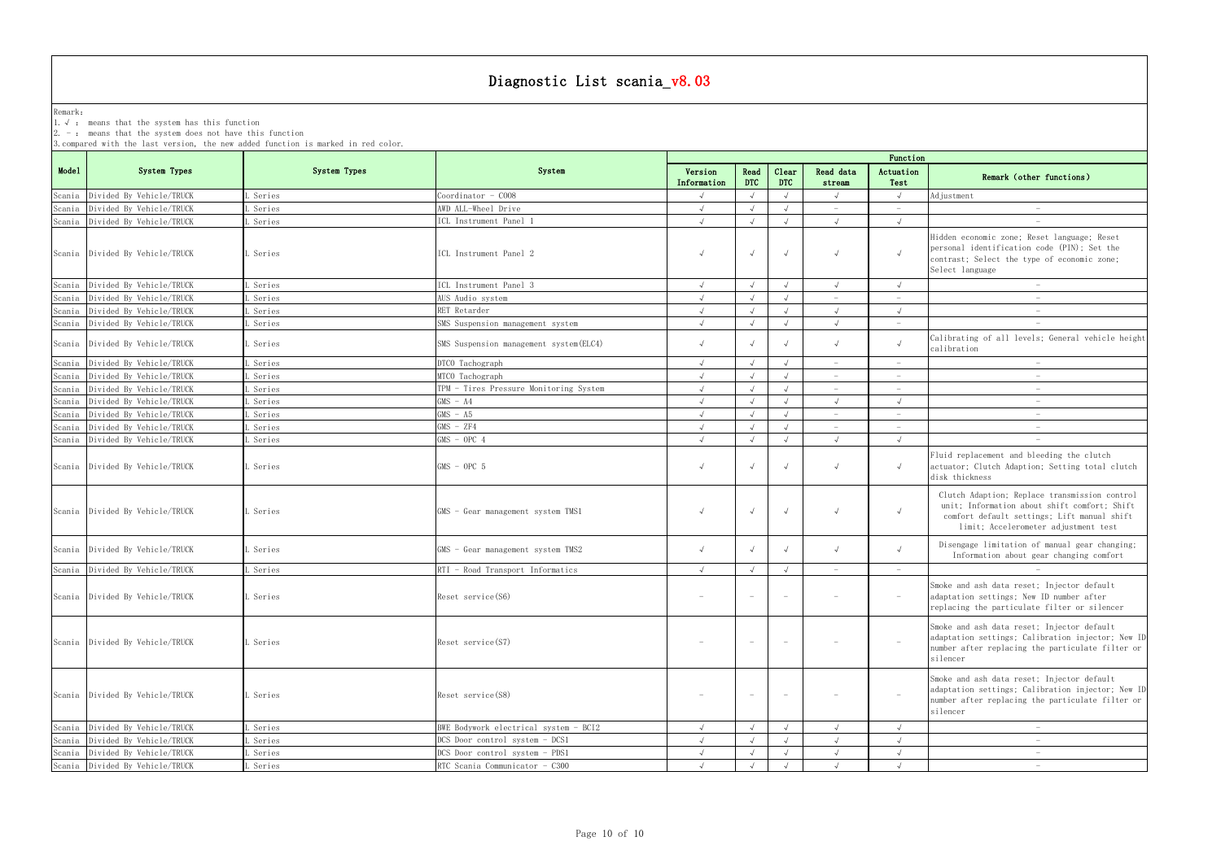# Diagnostic List scania_v8.03

Remark:
1. √ : means that the system has this function
2. – : means that the system does not have this function
3. compared with the last version, the new added function is marked in red color.

| Model | System Types | System Types | System | Function | | | | | |
|---|---|---|---|---|---|---|---|---|---|
| | | | | Version Information | Read DTC | Clear DTC | Read data stream | Actuation Test | Remark (other functions) |
| Scania | Divided By Vehicle/TRUCK | L Series | Coordinator - C008 | √ | √ | √ | √ | √ | Adjustment |
| Scania | Divided By Vehicle/TRUCK | L Series | AWD ALL-Wheel Drive | √ | √ | √ | – | – | – |
| Scania | Divided By Vehicle/TRUCK | L Series | ICL Instrument Panel 1 | √ | √ | √ | √ | √ | – |
| Scania | Divided By Vehicle/TRUCK | L Series | ICL Instrument Panel 2 | √ | √ | √ | √ | √ | Hidden economic zone; Reset language; Reset personal identification code (PIN); Set the contrast; Select the type of economic zone; Select language |
| Scania | Divided By Vehicle/TRUCK | L Series | ICL Instrument Panel 3 | √ | √ | √ | √ | √ | – |
| Scania | Divided By Vehicle/TRUCK | L Series | AUS Audio system | √ | √ | √ | – | – | – |
| Scania | Divided By Vehicle/TRUCK | L Series | RET Retarder | √ | √ | √ | √ | √ | – |
| Scania | Divided By Vehicle/TRUCK | L Series | SMS Suspension management system | √ | √ | √ | √ | – | – |
| Scania | Divided By Vehicle/TRUCK | L Series | SMS Suspension management system(ELC4) | √ | √ | √ | √ | √ | Calibrating of all levels; General vehicle height calibration |
| Scania | Divided By Vehicle/TRUCK | L Series | DTCO Tachograph | √ | √ | √ | – | – | – |
| Scania | Divided By Vehicle/TRUCK | L Series | MTCO Tachograph | √ | √ | √ | – | – | – |
| Scania | Divided By Vehicle/TRUCK | L Series | TPM - Tires Pressure Monitoring System | √ | √ | √ | – | – | – |
| Scania | Divided By Vehicle/TRUCK | L Series | GMS - A4 | √ | √ | √ | √ | √ | – |
| Scania | Divided By Vehicle/TRUCK | L Series | GMS - A5 | √ | √ | √ | – | – | – |
| Scania | Divided By Vehicle/TRUCK | L Series | GMS - ZF4 | √ | √ | √ | – | – | – |
| Scania | Divided By Vehicle/TRUCK | L Series | GMS - OPC 4 | √ | √ | √ | √ | √ | – |
| Scania | Divided By Vehicle/TRUCK | L Series | GMS - OPC 5 | √ | √ | √ | √ | √ | Fluid replacement and bleeding the clutch actuator; Clutch Adaption; Setting total clutch disk thickness |
| Scania | Divided By Vehicle/TRUCK | L Series | GMS - Gear management system TMS1 | √ | √ | √ | √ | √ | Clutch Adaption; Replace transmission control unit; Information about shift comfort; Shift comfort default settings; Lift manual shift limit; Accelerometer adjustment test |
| Scania | Divided By Vehicle/TRUCK | L Series | GMS - Gear management system TMS2 | √ | √ | √ | √ | √ | Disengage limitation of manual gear changing; Information about gear changing comfort |
| Scania | Divided By Vehicle/TRUCK | L Series | RTI - Road Transport Informatics | √ | √ | √ | – | – | – |
| Scania | Divided By Vehicle/TRUCK | L Series | Reset service(S6) | – | – | – | – | – | Smoke and ash data reset; Injector default adaptation settings; New ID number after replacing the particulate filter or silencer |
| Scania | Divided By Vehicle/TRUCK | L Series | Reset service(S7) | – | – | – | – | – | Smoke and ash data reset; Injector default adaptation settings; Calibration injector; New ID number after replacing the particulate filter or silencer |
| Scania | Divided By Vehicle/TRUCK | L Series | Reset service(S8) | – | – | – | – | – | Smoke and ash data reset; Injector default adaptation settings; Calibration injector; New ID number after replacing the particulate filter or silencer |
| Scania | Divided By Vehicle/TRUCK | L Series | BWE Bodywork electrical system - BCI2 | √ | √ | √ | √ | √ | – |
| Scania | Divided By Vehicle/TRUCK | L Series | DCS Door control system - DCS1 | √ | √ | √ | √ | √ | – |
| Scania | Divided By Vehicle/TRUCK | L Series | DCS Door control system - PDS1 | √ | √ | √ | √ | √ | – |
| Scania | Divided By Vehicle/TRUCK | L Series | RTC Scania Communicator - C300 | √ | √ | √ | √ | √ | – |